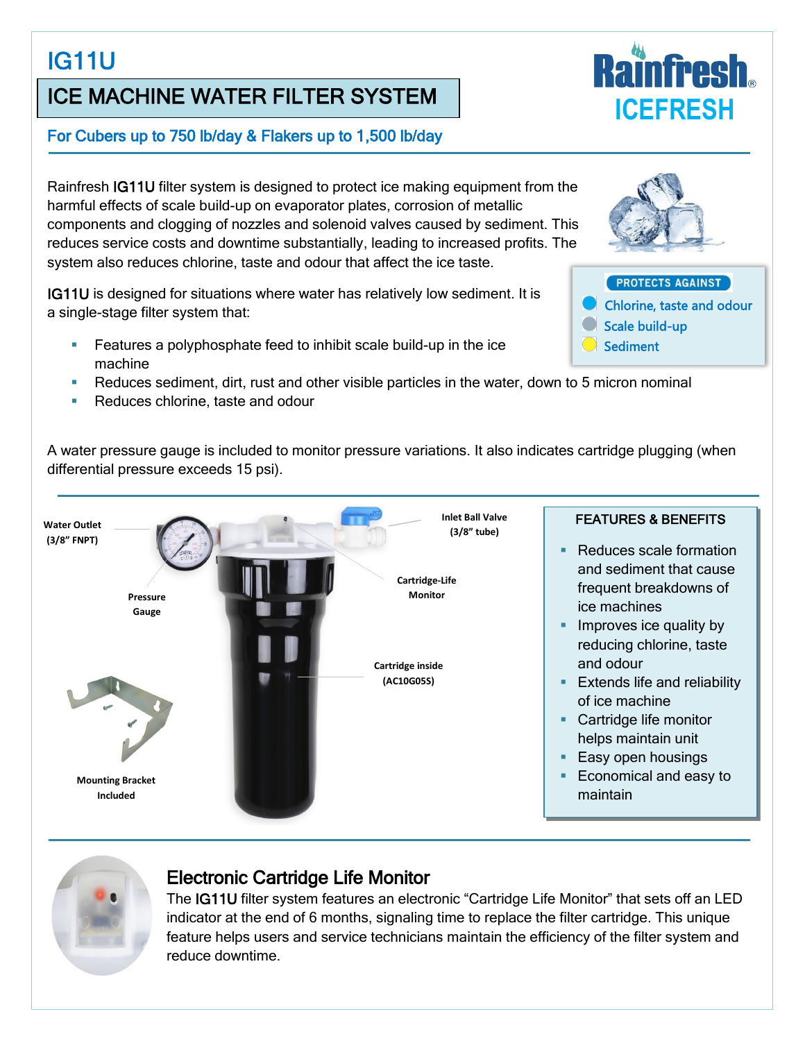# IG11U

## ICE MACHINE WATER FILTER SYSTEM

Rainfresh ICEFRESH

### For Cubers up to 750 lb/day & Flakers up to 1,500 lb/day

Rainfresh IG11U filter system is designed to protect ice making equipment from the harmful effects of scale build-up on evaporator plates, corrosion of metallic components and clogging of nozzles and solenoid valves caused by sediment. This reduces service costs and downtime substantially, leading to increased profits. The system also reduces chlorine, taste and odour that affect the ice taste.

**PROTECTS AGAINST**

- Chlorine, taste and odour
- Scale build-up
- Sediment

IG11U is designed for situations where water has relatively low sediment. It is a single-stage filter system that:

- Features a polyphosphate feed to inhibit scale build-up in the ice machine
- Reduces sediment, dirt, rust and other visible particles in the water, down to 5 micron nominal
- Reduces chlorine, taste and odour

A water pressure gauge is included to monitor pressure variations. It also indicates cartridge plugging (when differential pressure exceeds 15 psi).

Water Outlet (3/8" FNPT)

Inlet Ball Valve (3/8" tube)

Cartridge-Life Monitor

Pressure Gauge

Cartridge inside (AC10G05S)

Mounting Bracket Included

### FEATURES & BENEFITS

- Reduces scale formation and sediment that cause frequent breakdowns of ice machines
- Improves ice quality by reducing chlorine, taste and odour
- Extends life and reliability of ice machine
- Cartridge life monitor helps maintain unit
- Easy open housings
- Economical and easy to maintain

## Electronic Cartridge Life Monitor

The IG11U filter system features an electronic "Cartridge Life Monitor" that sets off an LED indicator at the end of 6 months, signaling time to replace the filter cartridge. This unique feature helps users and service technicians maintain the efficiency of the filter system and reduce downtime.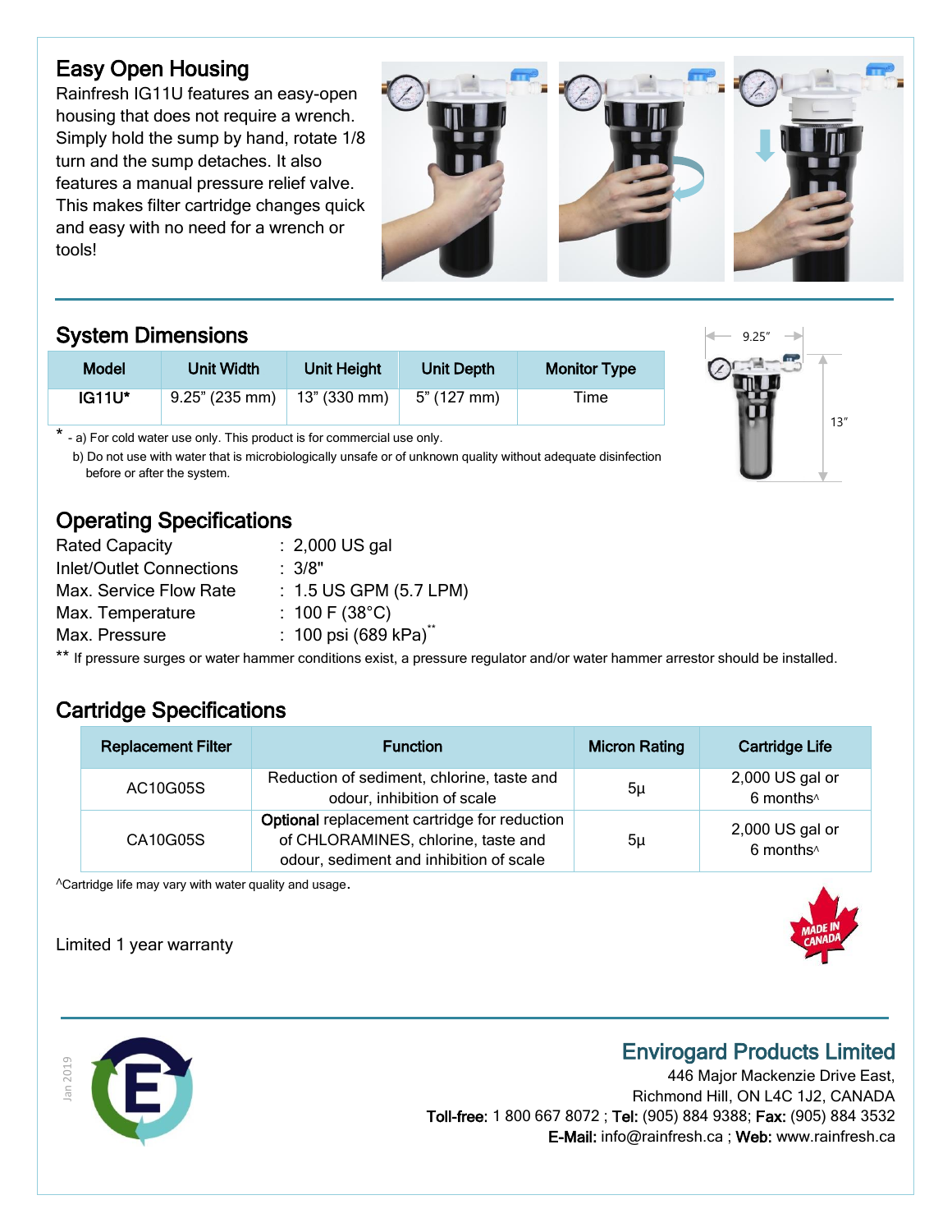## Easy Open Housing

Rainfresh IG11U features an easy-open housing that does not require a wrench. Simply hold the sump by hand, rotate 1/8 turn and the sump detaches. It also features a manual pressure relief valve. This makes filter cartridge changes quick and easy with no need for a wrench or tools!

## System Dimensions

| Model | Unit Width | Unit Height | Unit Depth | Monitor Type |
|---|---|---|---|---|
| **IG11U*** | 9.25" (235 mm) | 13" (330 mm) | 5" (127 mm) | Time |

\* - a) For cold water use only. This product is for commercial use only.
b) Do not use with water that is microbiologically unsafe or of unknown quality without adequate disinfection before or after the system.

9.25"

13"

## Operating Specifications

Rated Capacity : 2,000 US gal
Inlet/Outlet Connections : 3/8"
Max. Service Flow Rate : 1.5 US GPM (5.7 LPM)
Max. Temperature : 100 F (38°C)
Max. Pressure : 100 psi (689 kPa)**

** If pressure surges or water hammer conditions exist, a pressure regulator and/or water hammer arrestor should be installed.

## Cartridge Specifications

| Replacement Filter | Function | Micron Rating | Cartridge Life |
|---|---|---|---|
| AC10G05S | Reduction of sediment, chlorine, taste and odour, inhibition of scale | 5µ | 2,000 US gal or 6 months^ |
| CA10G05S | **Optional** replacement cartridge for reduction of CHLORAMINES, chlorine, taste and odour, sediment and inhibition of scale | 5µ | 2,000 US gal or 6 months^ |

^Cartridge life may vary with water quality and usage.

Limited 1 year warranty

MADE IN CANADA

Jan 2019

**Envirogard Products Limited**
446 Major Mackenzie Drive East,
Richmond Hill, ON L4C 1J2, CANADA
**Toll-free:** 1 800 667 8072 ; **Tel:** (905) 884 9388; **Fax:** (905) 884 3532
**E-Mail:** info@rainfresh.ca ; **Web:** www.rainfresh.ca